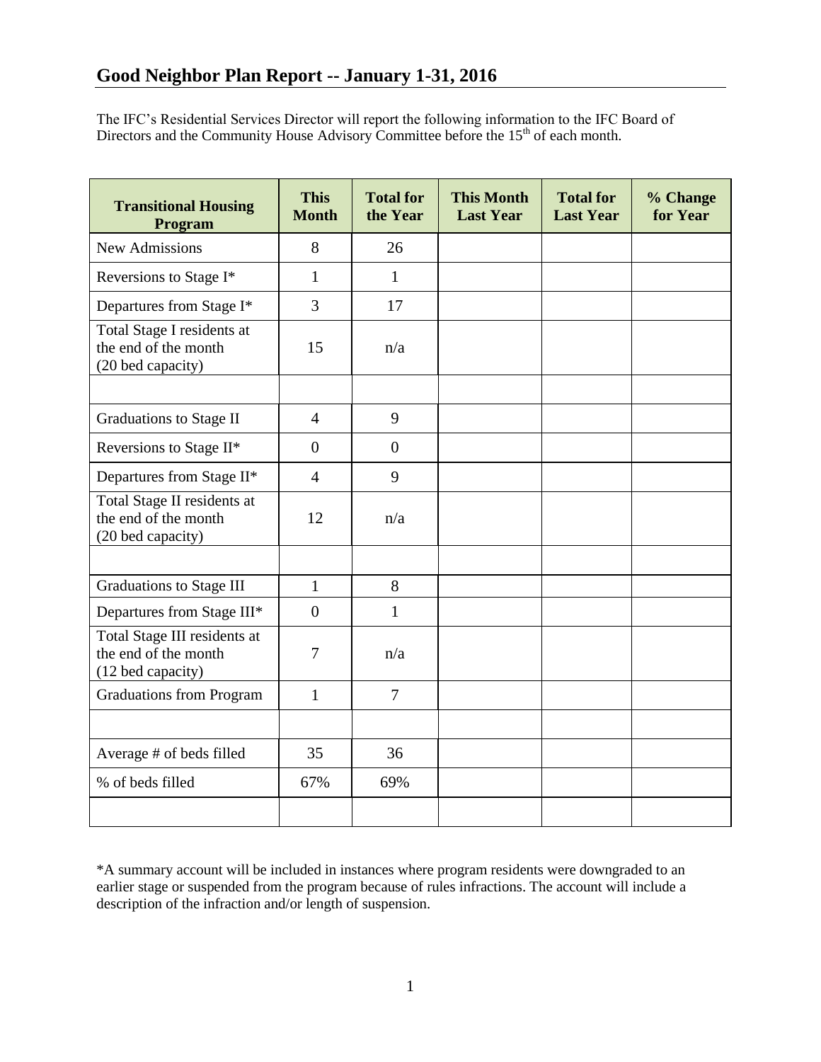## Good Neighbor Plan Report -- January 1-31, 2016

The IFC's Residential Services Director will report the following information to the IFC Board of Directors and the Community House Advisory Committee before the 15th of each month.

| Transitional Housing Program | This Month | Total for the Year | This Month Last Year | Total for Last Year | % Change for Year |
|---|---|---|---|---|---|
| New Admissions | 8 | 26 | | | |
| Reversions to Stage I* | 1 | 1 | | | |
| Departures from Stage I* | 3 | 17 | | | |
| Total Stage I residents at the end of the month (20 bed capacity) | 15 | n/a | | | |
| | | | | | |
| Graduations to Stage II | 4 | 9 | | | |
| Reversions to Stage II* | 0 | 0 | | | |
| Departures from Stage II* | 4 | 9 | | | |
| Total Stage II residents at the end of the month (20 bed capacity) | 12 | n/a | | | |
| | | | | | |
| Graduations to Stage III | 1 | 8 | | | |
| Departures from Stage III* | 0 | 1 | | | |
| Total Stage III residents at the end of the month (12 bed capacity) | 7 | n/a | | | |
| Graduations from Program | 1 | 7 | | | |
| | | | | | |
| Average # of beds filled | 35 | 36 | | | |
| % of beds filled | 67% | 69% | | | |
| | | | | | |

*A summary account will be included in instances where program residents were downgraded to an earlier stage or suspended from the program because of rules infractions. The account will include a description of the infraction and/or length of suspension.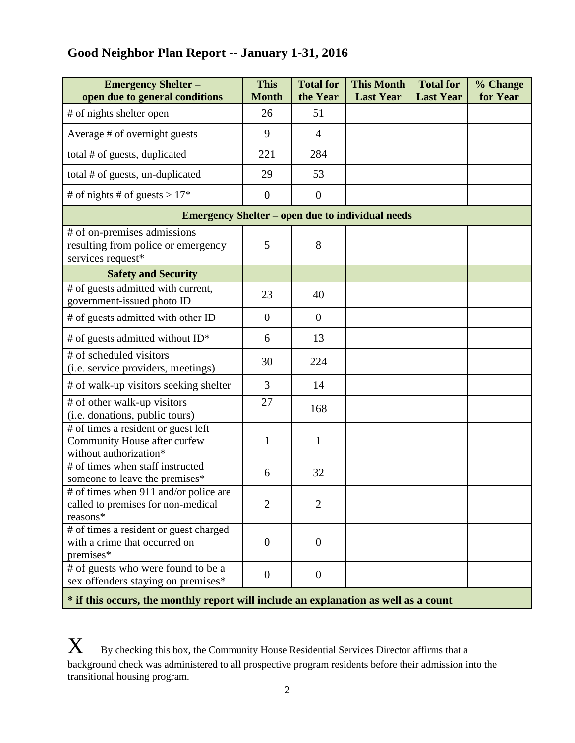## Good Neighbor Plan Report -- January 1-31, 2016

| Emergency Shelter – open due to general conditions | This Month | Total for the Year | This Month Last Year | Total for Last Year | % Change for Year |
|---|---|---|---|---|---|
| # of nights shelter open | 26 | 51 | | | |
| Average # of overnight guests | 9 | 4 | | | |
| total # of guests, duplicated | 221 | 284 | | | |
| total # of guests, un-duplicated | 29 | 53 | | | |
| # of nights # of guests > 17* | 0 | 0 | | | |
| **Emergency Shelter – open due to individual needs** | | | | | |
| # of on-premises admissions resulting from police or emergency services request* | 5 | 8 | | | |
| **Safety and Security** | | | | | |
| # of guests admitted with current, government-issued photo ID | 23 | 40 | | | |
| # of guests admitted with other ID | 0 | 0 | | | |
| # of guests admitted without ID* | 6 | 13 | | | |
| # of scheduled visitors (i.e. service providers, meetings) | 30 | 224 | | | |
| # of walk-up visitors seeking shelter | 3 | 14 | | | |
| # of other walk-up visitors (i.e. donations, public tours) | 27 | 168 | | | |
| # of times a resident or guest left Community House after curfew without authorization* | 1 | 1 | | | |
| # of times when staff instructed someone to leave the premises* | 6 | 32 | | | |
| # of times when 911 and/or police are called to premises for non-medical reasons* | 2 | 2 | | | |
| # of times a resident or guest charged with a crime that occurred on premises* | 0 | 0 | | | |
| # of guests who were found to be a sex offenders staying on premises* | 0 | 0 | | | |

**\* if this occurs, the monthly report will include an explanation as well as a count**

X By checking this box, the Community House Residential Services Director affirms that a background check was administered to all prospective program residents before their admission into the transitional housing program.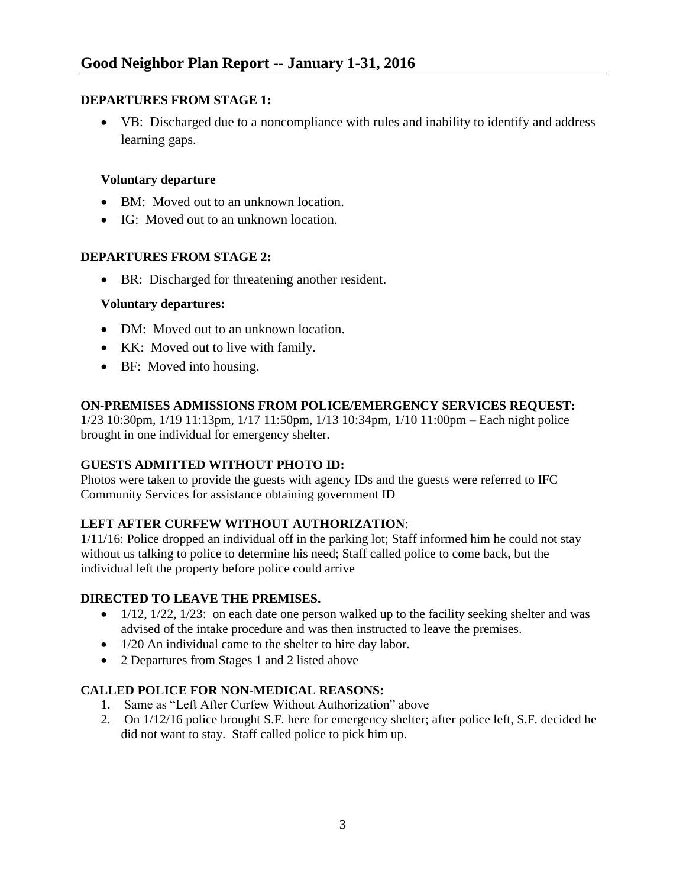# Good Neighbor Plan Report -- January 1-31, 2016

**DEPARTURES FROM STAGE 1:**

- VB: Discharged due to a noncompliance with rules and inability to identify and address learning gaps.

**Voluntary departure**

- BM: Moved out to an unknown location.
- IG: Moved out to an unknown location.

**DEPARTURES FROM STAGE 2:**

- BR: Discharged for threatening another resident.

**Voluntary departures:**

- DM: Moved out to an unknown location.
- KK: Moved out to live with family.
- BF: Moved into housing.

**ON-PREMISES ADMISSIONS FROM POLICE/EMERGENCY SERVICES REQUEST:**
1/23 10:30pm, 1/19 11:13pm, 1/17 11:50pm, 1/13 10:34pm, 1/10 11:00pm – Each night police brought in one individual for emergency shelter.

**GUESTS ADMITTED WITHOUT PHOTO ID:**
Photos were taken to provide the guests with agency IDs and the guests were referred to IFC Community Services for assistance obtaining government ID

**LEFT AFTER CURFEW WITHOUT AUTHORIZATION**:
1/11/16: Police dropped an individual off in the parking lot; Staff informed him he could not stay without us talking to police to determine his need; Staff called police to come back, but the individual left the property before police could arrive

**DIRECTED TO LEAVE THE PREMISES.**

- 1/12, 1/22, 1/23: on each date one person walked up to the facility seeking shelter and was advised of the intake procedure and was then instructed to leave the premises.
- 1/20 An individual came to the shelter to hire day labor.
- 2 Departures from Stages 1 and 2 listed above

**CALLED POLICE FOR NON-MEDICAL REASONS:**

1. Same as "Left After Curfew Without Authorization" above
2. On 1/12/16 police brought S.F. here for emergency shelter; after police left, S.F. decided he did not want to stay. Staff called police to pick him up.